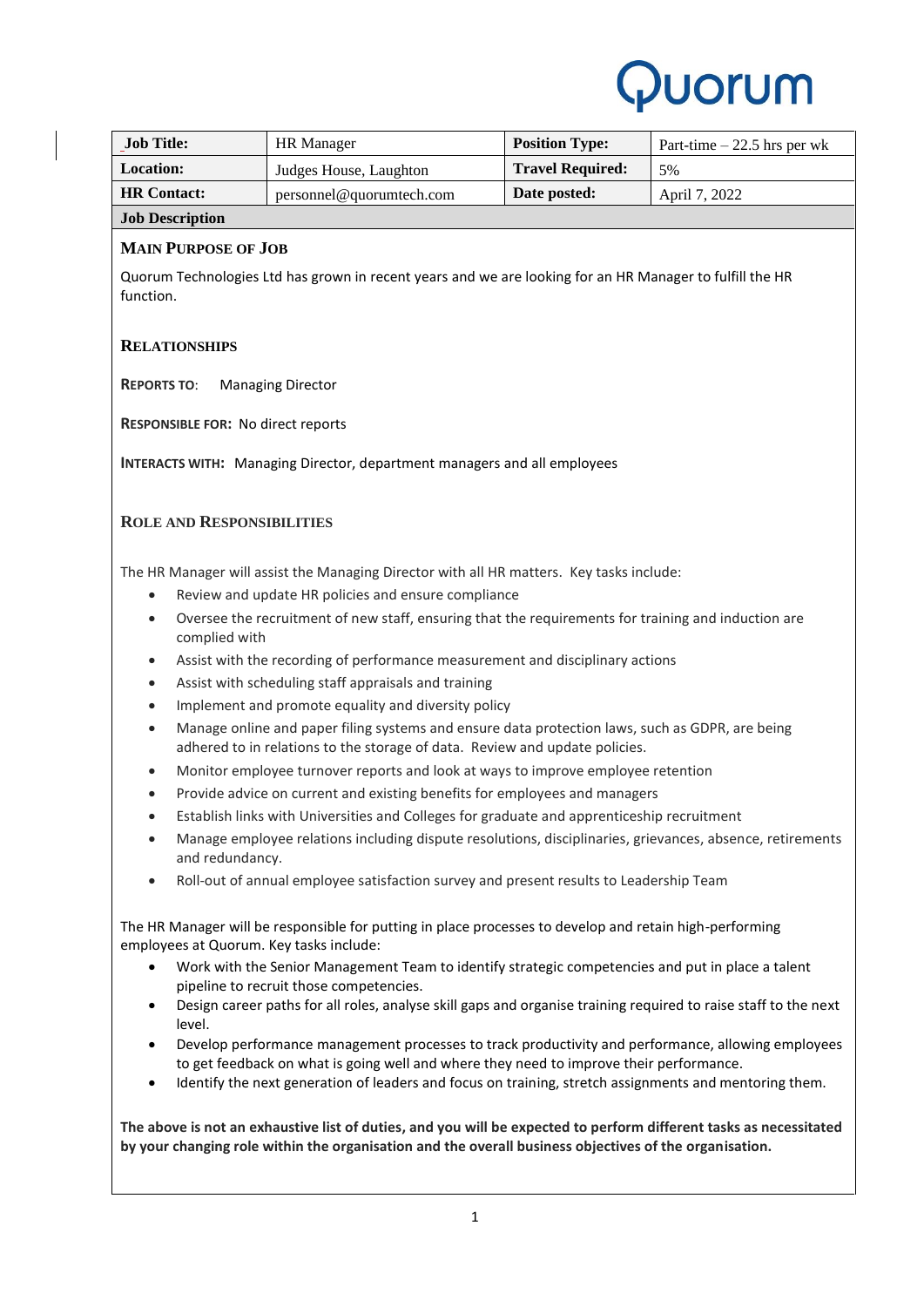Quorum

| Job Title: | HR Manager | Position Type: | Part-time – 22.5 hrs per wk |
|---|---|---|---|
| Location: | Judges House, Laughton | Travel Required: | 5% |
| HR Contact: | personnel@quorumtech.com | Date posted: | April 7, 2022 |

**Job Description**

## Main Purpose of Job

Quorum Technologies Ltd has grown in recent years and we are looking for an HR Manager to fulfill the HR function.

## Relationships

**Reports to**: Managing Director

**Responsible for:** No direct reports

**Interacts with:** Managing Director, department managers and all employees

## Role and Responsibilities

The HR Manager will assist the Managing Director with all HR matters. Key tasks include:

- Review and update HR policies and ensure compliance
- Oversee the recruitment of new staff, ensuring that the requirements for training and induction are complied with
- Assist with the recording of performance measurement and disciplinary actions
- Assist with scheduling staff appraisals and training
- Implement and promote equality and diversity policy
- Manage online and paper filing systems and ensure data protection laws, such as GDPR, are being adhered to in relations to the storage of data. Review and update policies.
- Monitor employee turnover reports and look at ways to improve employee retention
- Provide advice on current and existing benefits for employees and managers
- Establish links with Universities and Colleges for graduate and apprenticeship recruitment
- Manage employee relations including dispute resolutions, disciplinaries, grievances, absence, retirements and redundancy.
- Roll-out of annual employee satisfaction survey and present results to Leadership Team

The HR Manager will be responsible for putting in place processes to develop and retain high-performing employees at Quorum. Key tasks include:

- Work with the Senior Management Team to identify strategic competencies and put in place a talent pipeline to recruit those competencies.
- Design career paths for all roles, analyse skill gaps and organise training required to raise staff to the next level.
- Develop performance management processes to track productivity and performance, allowing employees to get feedback on what is going well and where they need to improve their performance.
- Identify the next generation of leaders and focus on training, stretch assignments and mentoring them.

**The above is not an exhaustive list of duties, and you will be expected to perform different tasks as necessitated by your changing role within the organisation and the overall business objectives of the organisation.**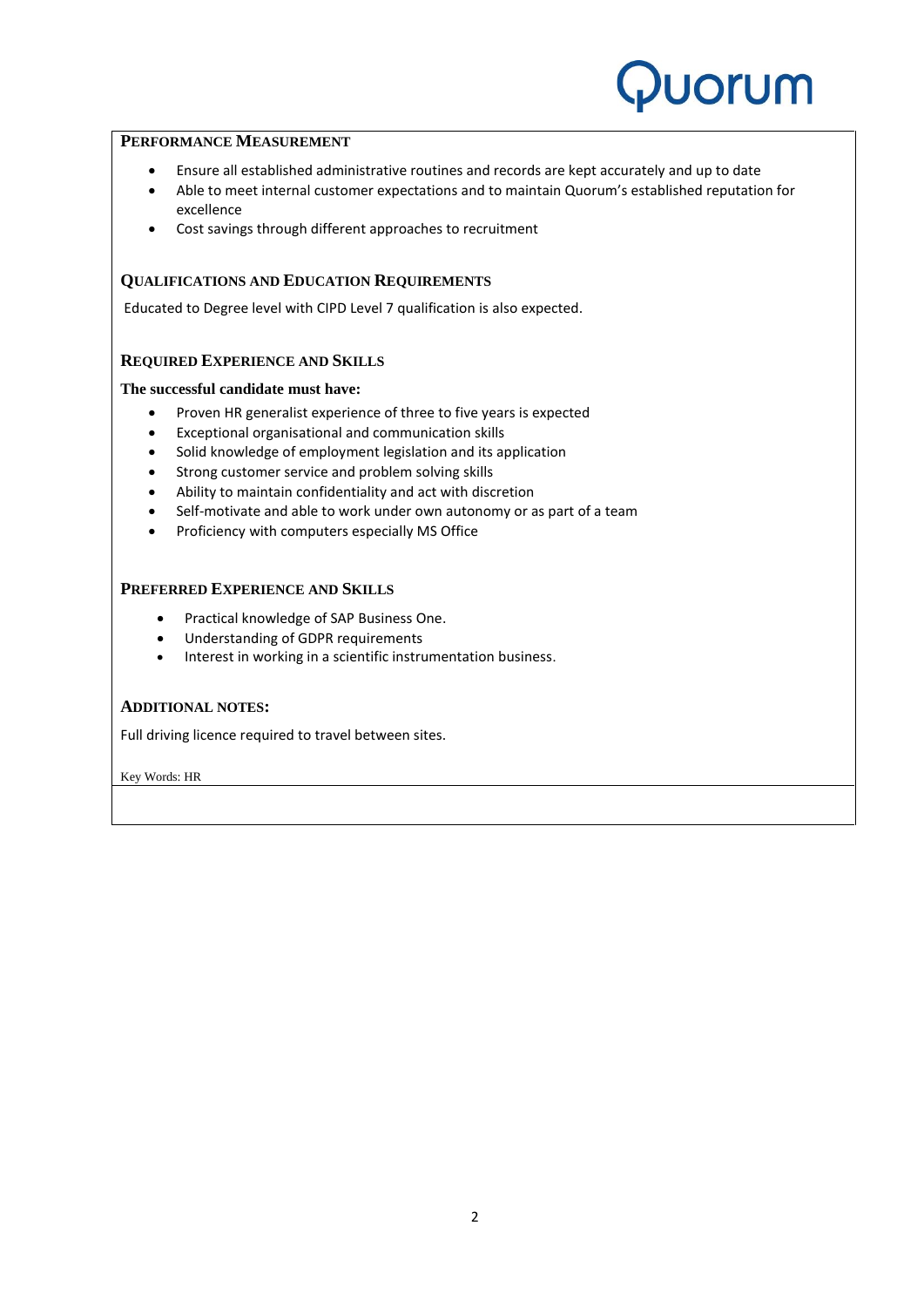## Performance Measurement

- Ensure all established administrative routines and records are kept accurately and up to date
- Able to meet internal customer expectations and to maintain Quorum's established reputation for excellence
- Cost savings through different approaches to recruitment

## Qualifications and Education Requirements

Educated to Degree level with CIPD Level 7 qualification is also expected.

## Required Experience and Skills

**The successful candidate must have:**

- Proven HR generalist experience of three to five years is expected
- Exceptional organisational and communication skills
- Solid knowledge of employment legislation and its application
- Strong customer service and problem solving skills
- Ability to maintain confidentiality and act with discretion
- Self-motivate and able to work under own autonomy or as part of a team
- Proficiency with computers especially MS Office

## Preferred Experience and Skills

- Practical knowledge of SAP Business One.
- Understanding of GDPR requirements
- Interest in working in a scientific instrumentation business.

## Additional Notes:

Full driving licence required to travel between sites.

Key Words: HR